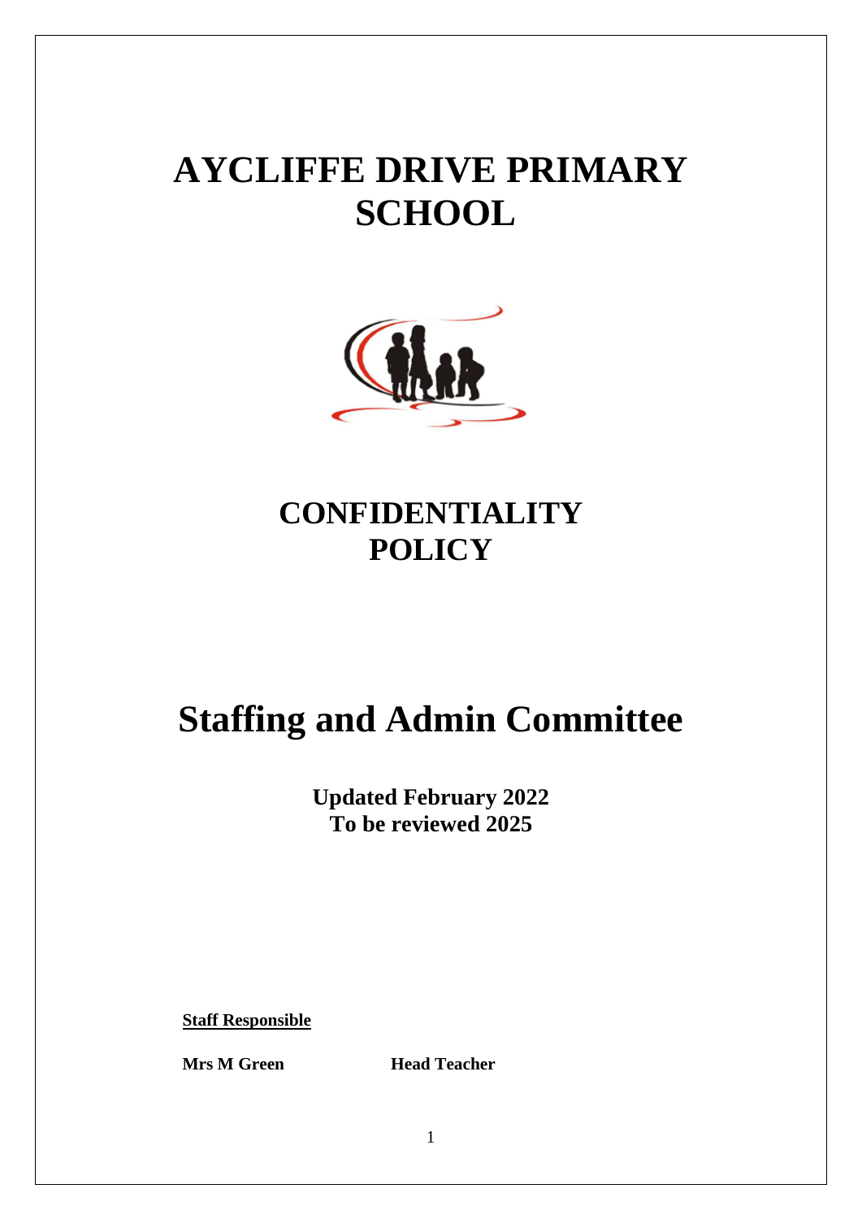# AYCLIFFE DRIVE PRIMARY SCHOOL

## CONFIDENTIALITY POLICY

# Staffing and Admin Committee

**Updated February 2022**
**To be reviewed 2025**

**Staff Responsible**

**Mrs M Green** **Head Teacher**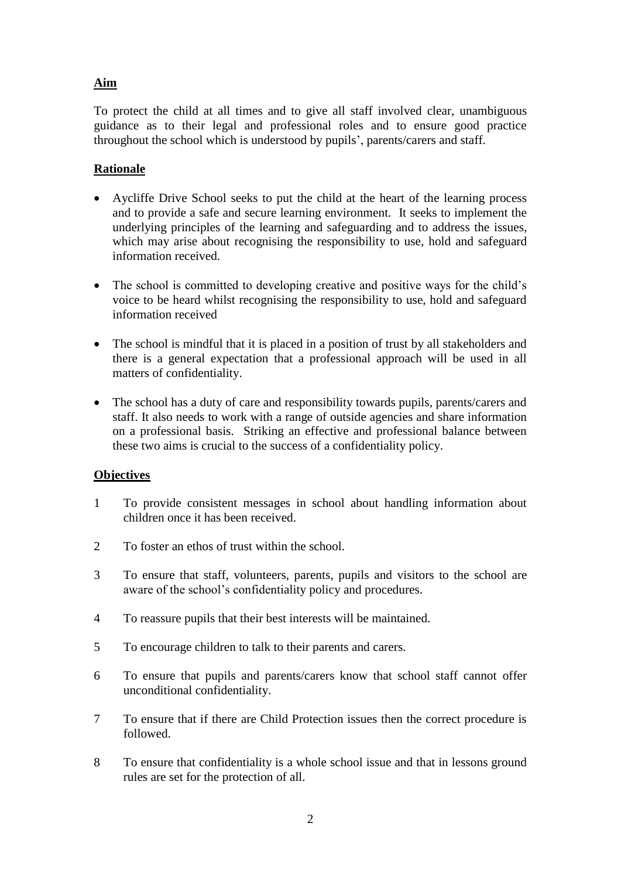**Aim**

To protect the child at all times and to give all staff involved clear, unambiguous guidance as to their legal and professional roles and to ensure good practice throughout the school which is understood by pupils', parents/carers and staff.

**Rationale**

- Aycliffe Drive School seeks to put the child at the heart of the learning process and to provide a safe and secure learning environment. It seeks to implement the underlying principles of the learning and safeguarding and to address the issues, which may arise about recognising the responsibility to use, hold and safeguard information received.

- The school is committed to developing creative and positive ways for the child's voice to be heard whilst recognising the responsibility to use, hold and safeguard information received

- The school is mindful that it is placed in a position of trust by all stakeholders and there is a general expectation that a professional approach will be used in all matters of confidentiality.

- The school has a duty of care and responsibility towards pupils, parents/carers and staff. It also needs to work with a range of outside agencies and share information on a professional basis. Striking an effective and professional balance between these two aims is crucial to the success of a confidentiality policy.

**Objectives**

1. To provide consistent messages in school about handling information about children once it has been received.

2. To foster an ethos of trust within the school.

3. To ensure that staff, volunteers, parents, pupils and visitors to the school are aware of the school's confidentiality policy and procedures.

4. To reassure pupils that their best interests will be maintained.

5. To encourage children to talk to their parents and carers.

6. To ensure that pupils and parents/carers know that school staff cannot offer unconditional confidentiality.

7. To ensure that if there are Child Protection issues then the correct procedure is followed.

8. To ensure that confidentiality is a whole school issue and that in lessons ground rules are set for the protection of all.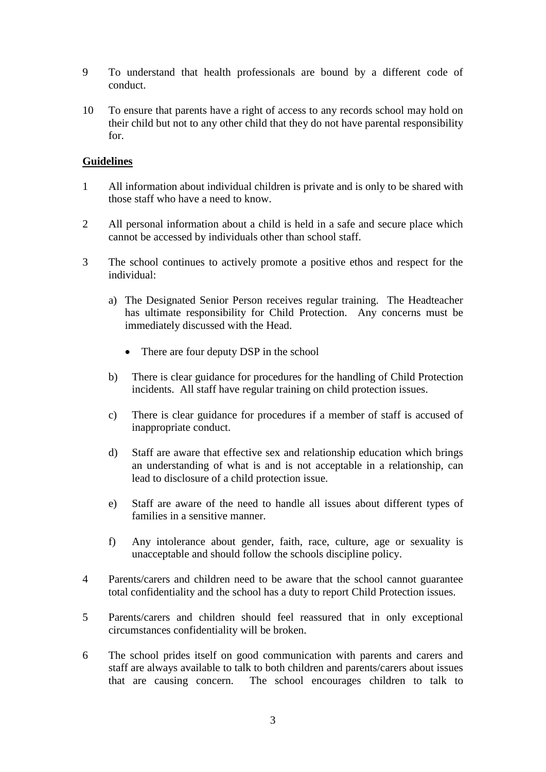9 To understand that health professionals are bound by a different code of conduct.

10 To ensure that parents have a right of access to any records school may hold on their child but not to any other child that they do not have parental responsibility for.

## Guidelines

1 All information about individual children is private and is only to be shared with those staff who have a need to know.

2 All personal information about a child is held in a safe and secure place which cannot be accessed by individuals other than school staff.

3 The school continues to actively promote a positive ethos and respect for the individual:

   a) The Designated Senior Person receives regular training. The Headteacher has ultimate responsibility for Child Protection. Any concerns must be immediately discussed with the Head.

      - There are four deputy DSP in the school

   b) There is clear guidance for procedures for the handling of Child Protection incidents. All staff have regular training on child protection issues.

   c) There is clear guidance for procedures if a member of staff is accused of inappropriate conduct.

   d) Staff are aware that effective sex and relationship education which brings an understanding of what is and is not acceptable in a relationship, can lead to disclosure of a child protection issue.

   e) Staff are aware of the need to handle all issues about different types of families in a sensitive manner.

   f) Any intolerance about gender, faith, race, culture, age or sexuality is unacceptable and should follow the schools discipline policy.

4 Parents/carers and children need to be aware that the school cannot guarantee total confidentiality and the school has a duty to report Child Protection issues.

5 Parents/carers and children should feel reassured that in only exceptional circumstances confidentiality will be broken.

6 The school prides itself on good communication with parents and carers and staff are always available to talk to both children and parents/carers about issues that are causing concern. The school encourages children to talk to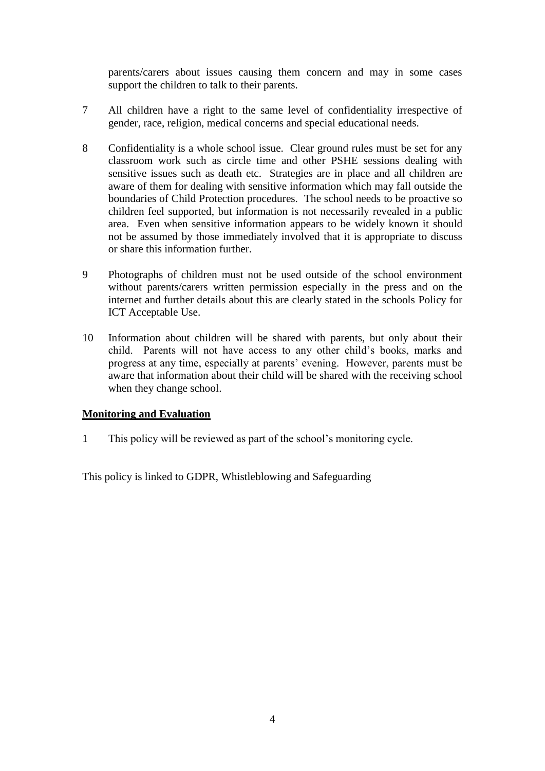parents/carers about issues causing them concern and may in some cases support the children to talk to their parents.

7 All children have a right to the same level of confidentiality irrespective of gender, race, religion, medical concerns and special educational needs.

8 Confidentiality is a whole school issue. Clear ground rules must be set for any classroom work such as circle time and other PSHE sessions dealing with sensitive issues such as death etc. Strategies are in place and all children are aware of them for dealing with sensitive information which may fall outside the boundaries of Child Protection procedures. The school needs to be proactive so children feel supported, but information is not necessarily revealed in a public area. Even when sensitive information appears to be widely known it should not be assumed by those immediately involved that it is appropriate to discuss or share this information further.

9 Photographs of children must not be used outside of the school environment without parents/carers written permission especially in the press and on the internet and further details about this are clearly stated in the schools Policy for ICT Acceptable Use.

10 Information about children will be shared with parents, but only about their child. Parents will not have access to any other child's books, marks and progress at any time, especially at parents' evening. However, parents must be aware that information about their child will be shared with the receiving school when they change school.

**Monitoring and Evaluation**

1 This policy will be reviewed as part of the school's monitoring cycle.

This policy is linked to GDPR, Whistleblowing and Safeguarding